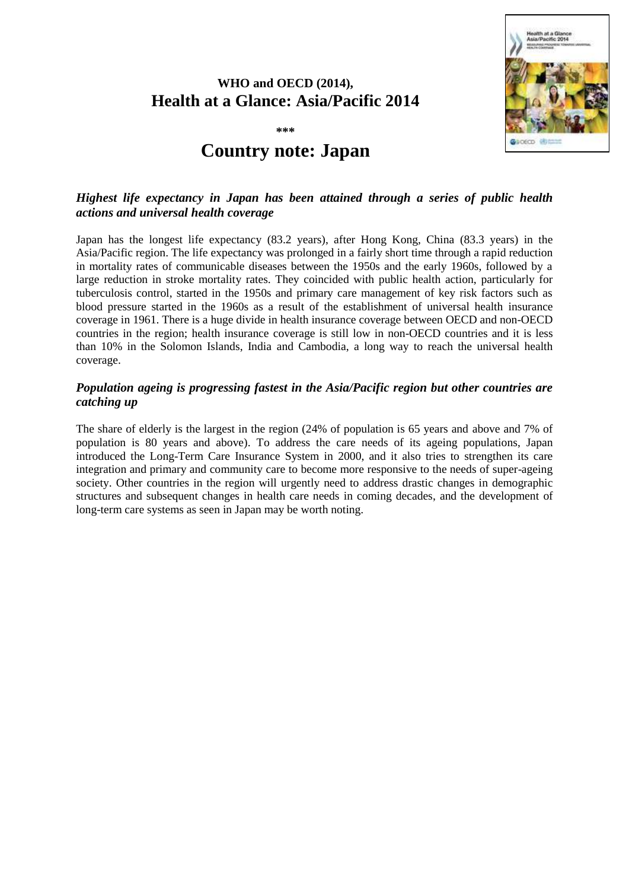**WHO and OECD (2014),**
**Health at a Glance: Asia/Pacific 2014**

\*\*\*

# Country note: Japan

### *Highest life expectancy in Japan has been attained through a series of public health actions and universal health coverage*

Japan has the longest life expectancy (83.2 years), after Hong Kong, China (83.3 years) in the Asia/Pacific region. The life expectancy was prolonged in a fairly short time through a rapid reduction in mortality rates of communicable diseases between the 1950s and the early 1960s, followed by a large reduction in stroke mortality rates. They coincided with public health action, particularly for tuberculosis control, started in the 1950s and primary care management of key risk factors such as blood pressure started in the 1960s as a result of the establishment of universal health insurance coverage in 1961. There is a huge divide in health insurance coverage between OECD and non-OECD countries in the region; health insurance coverage is still low in non-OECD countries and it is less than 10% in the Solomon Islands, India and Cambodia, a long way to reach the universal health coverage.

### *Population ageing is progressing fastest in the Asia/Pacific region but other countries are catching up*

The share of elderly is the largest in the region (24% of population is 65 years and above and 7% of population is 80 years and above). To address the care needs of its ageing populations, Japan introduced the Long-Term Care Insurance System in 2000, and it also tries to strengthen its care integration and primary and community care to become more responsive to the needs of super-ageing society. Other countries in the region will urgently need to address drastic changes in demographic structures and subsequent changes in health care needs in coming decades, and the development of long-term care systems as seen in Japan may be worth noting.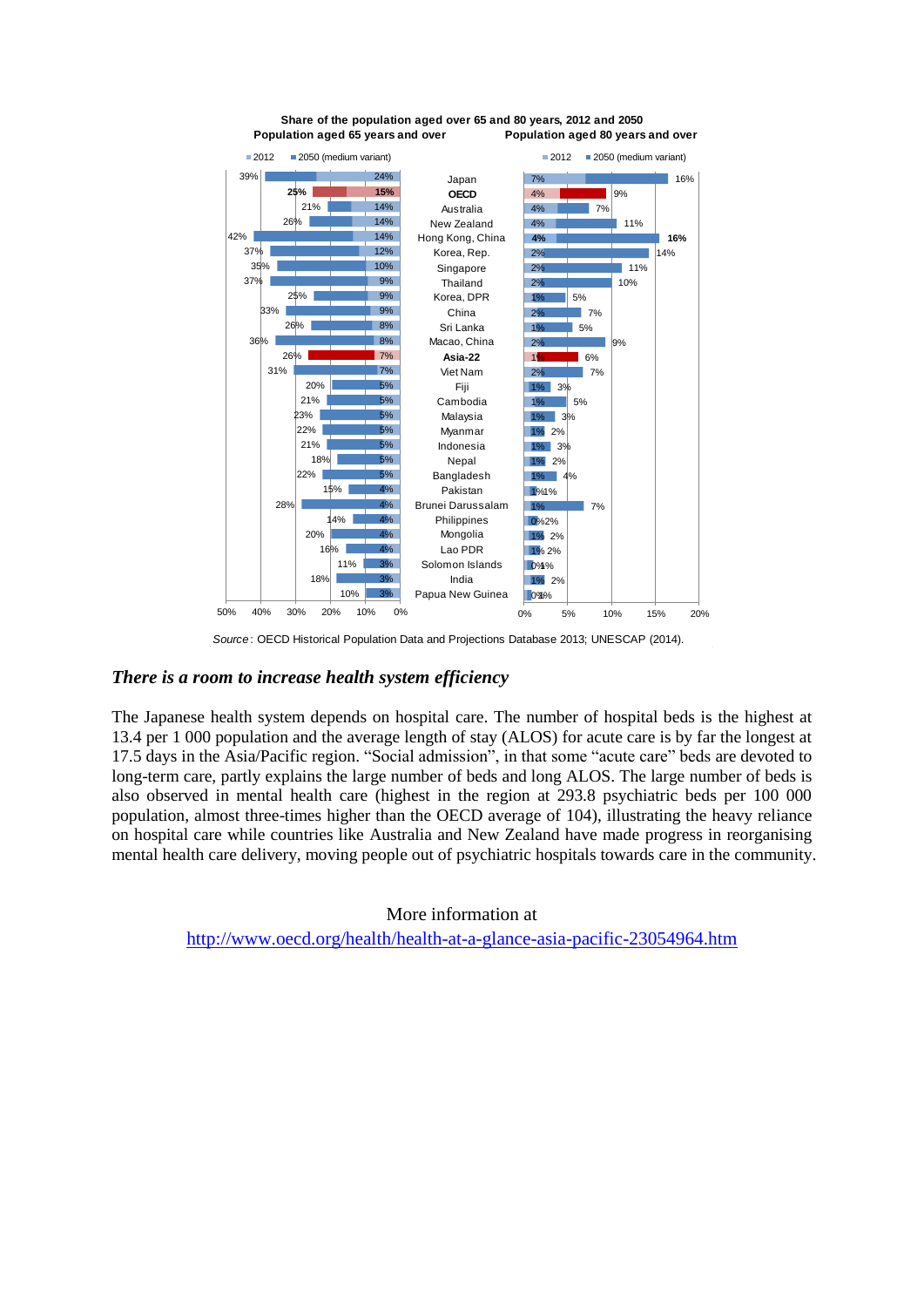**Share of the population aged over 65 and 80 years, 2012 and 2050**

Population aged 65 years and over

2012 | 2050 (medium variant)

Population aged 80 years and over

2012 | 2050 (medium variant)

Japan: 39%, 24% | 7%, 16%
**OECD**: 25%, 15% | 4%, 9%
Australia: 21%, 14% | 4%, 7%
New Zealand: 26%, 14% | 4%, 11%
Hong Kong, China: 42%, 14% | 4%, 16%
Korea, Rep.: 37%, 12% | 2%, 14%
Singapore: 35%, 10% | 2%, 11%
Thailand: 37%, 9% | 2%, 10%
Korea, DPR: 25%, 9% | 1%, 5%
China: 33%, 9% | 2%, 7%
Sri Lanka: 26%, 8% | 1%, 5%
Macao, China: 36%, 8% | 2%, 9%
**Asia-22**: 26%, 7% | 1%, 6%
Viet Nam: 31%, 7% | 2%, 7%
Fiji: 20%, 5% | 1%, 3%
Cambodia: 21%, 5% | 1%, 5%
Malaysia: 23%, 5% | 1%, 3%
Myanmar: 22%, 5% | 1%, 2%
Indonesia: 21%, 5% | 1%, 3%
Nepal: 18%, 5% | 1%, 2%
Bangladesh: 22%, 5% | 1%, 4%
Pakistan: 15%, 4% | 1%, 1%
Brunei Darussalam: 28%, 4% | 1%, 7%
Philippines: 14%, 4% | 0%, 2%
Mongolia: 20%, 4% | 1%, 2%
Lao PDR: 16%, 4% | 1%, 2%
Solomon Islands: 11%, 3% | 0%, 1%
India: 18%, 3% | 1%, 2%
Papua New Guinea: 10%, 3% | 0%, 1%

50% 40% 30% 20% 10% 0%

0% 5% 10% 15% 20%

*Source*: OECD Historical Population Data and Projections Database 2013; UNESCAP (2014).

### *There is a room to increase health system efficiency*

The Japanese health system depends on hospital care. The number of hospital beds is the highest at 13.4 per 1 000 population and the average length of stay (ALOS) for acute care is by far the longest at 17.5 days in the Asia/Pacific region. "Social admission", in that some "acute care" beds are devoted to long-term care, partly explains the large number of beds and long ALOS. The large number of beds is also observed in mental health care (highest in the region at 293.8 psychiatric beds per 100 000 population, almost three-times higher than the OECD average of 104), illustrating the heavy reliance on hospital care while countries like Australia and New Zealand have made progress in reorganising mental health care delivery, moving people out of psychiatric hospitals towards care in the community.

More information at

http://www.oecd.org/health/health-at-a-glance-asia-pacific-23054964.htm